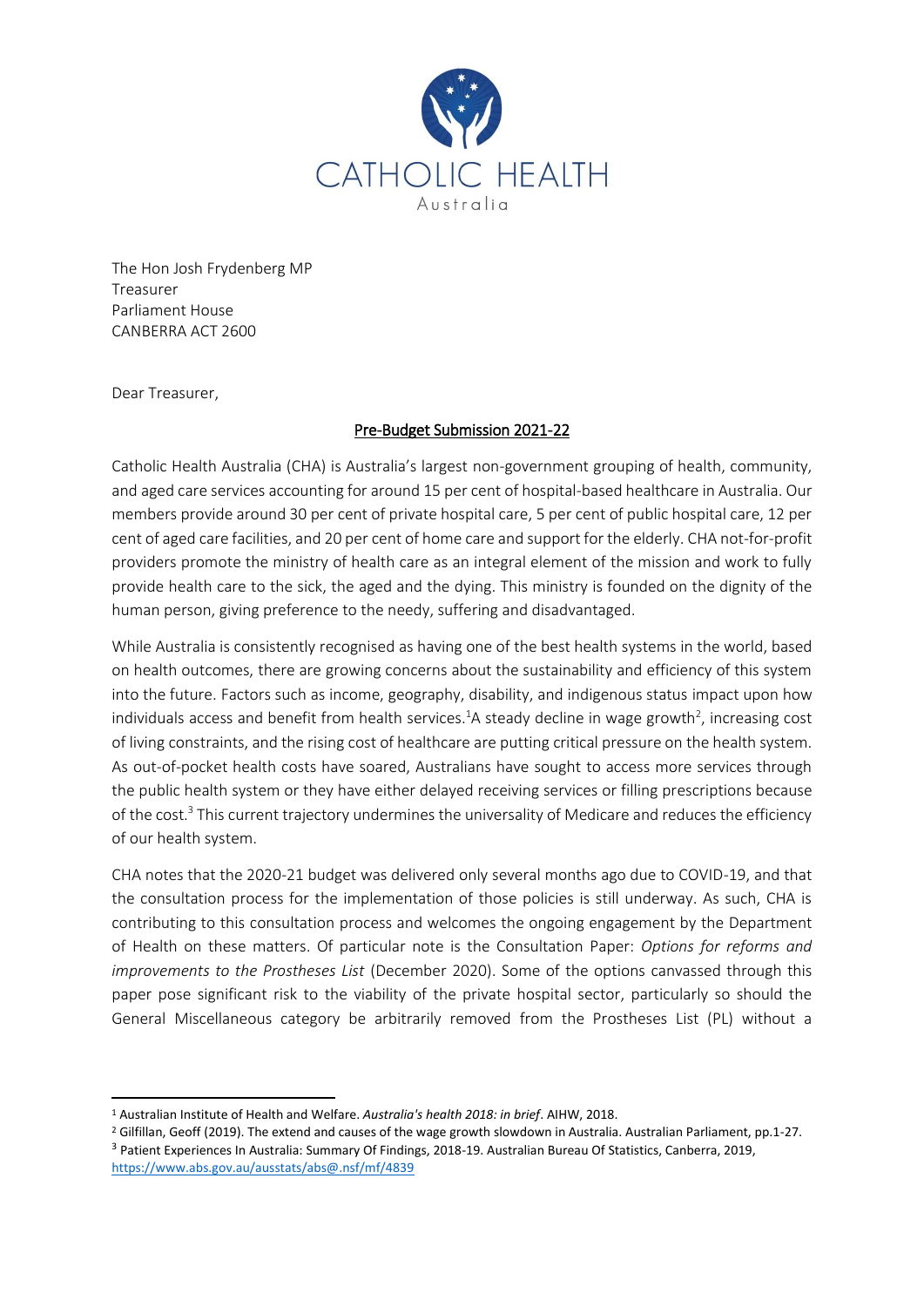CATHOLIC HEALTH
Australia

The Hon Josh Frydenberg MP
Treasurer
Parliament House
CANBERRA ACT 2600

Dear Treasurer,

## Pre-Budget Submission 2021-22

Catholic Health Australia (CHA) is Australia's largest non-government grouping of health, community, and aged care services accounting for around 15 per cent of hospital-based healthcare in Australia. Our members provide around 30 per cent of private hospital care, 5 per cent of public hospital care, 12 per cent of aged care facilities, and 20 per cent of home care and support for the elderly. CHA not-for-profit providers promote the ministry of health care as an integral element of the mission and work to fully provide health care to the sick, the aged and the dying. This ministry is founded on the dignity of the human person, giving preference to the needy, suffering and disadvantaged.

While Australia is consistently recognised as having one of the best health systems in the world, based on health outcomes, there are growing concerns about the sustainability and efficiency of this system into the future. Factors such as income, geography, disability, and indigenous status impact upon how individuals access and benefit from health services.[1]A steady decline in wage growth[2], increasing cost of living constraints, and the rising cost of healthcare are putting critical pressure on the health system. As out-of-pocket health costs have soared, Australians have sought to access more services through the public health system or they have either delayed receiving services or filling prescriptions because of the cost.[3] This current trajectory undermines the universality of Medicare and reduces the efficiency of our health system.

CHA notes that the 2020-21 budget was delivered only several months ago due to COVID-19, and that the consultation process for the implementation of those policies is still underway. As such, CHA is contributing to this consultation process and welcomes the ongoing engagement by the Department of Health on these matters. Of particular note is the Consultation Paper: *Options for reforms and improvements to the Prostheses List* (December 2020). Some of the options canvassed through this paper pose significant risk to the viability of the private hospital sector, particularly so should the General Miscellaneous category be arbitrarily removed from the Prostheses List (PL) without a

---

[1] Australian Institute of Health and Welfare. *Australia's health 2018: in brief*. AIHW, 2018.

[2] Gilfillan, Geoff (2019). The extend and causes of the wage growth slowdown in Australia. Australian Parliament, pp.1-27.

[3] Patient Experiences In Australia: Summary Of Findings, 2018-19. Australian Bureau Of Statistics, Canberra, 2019, https://www.abs.gov.au/ausstats/abs@.nsf/mf/4839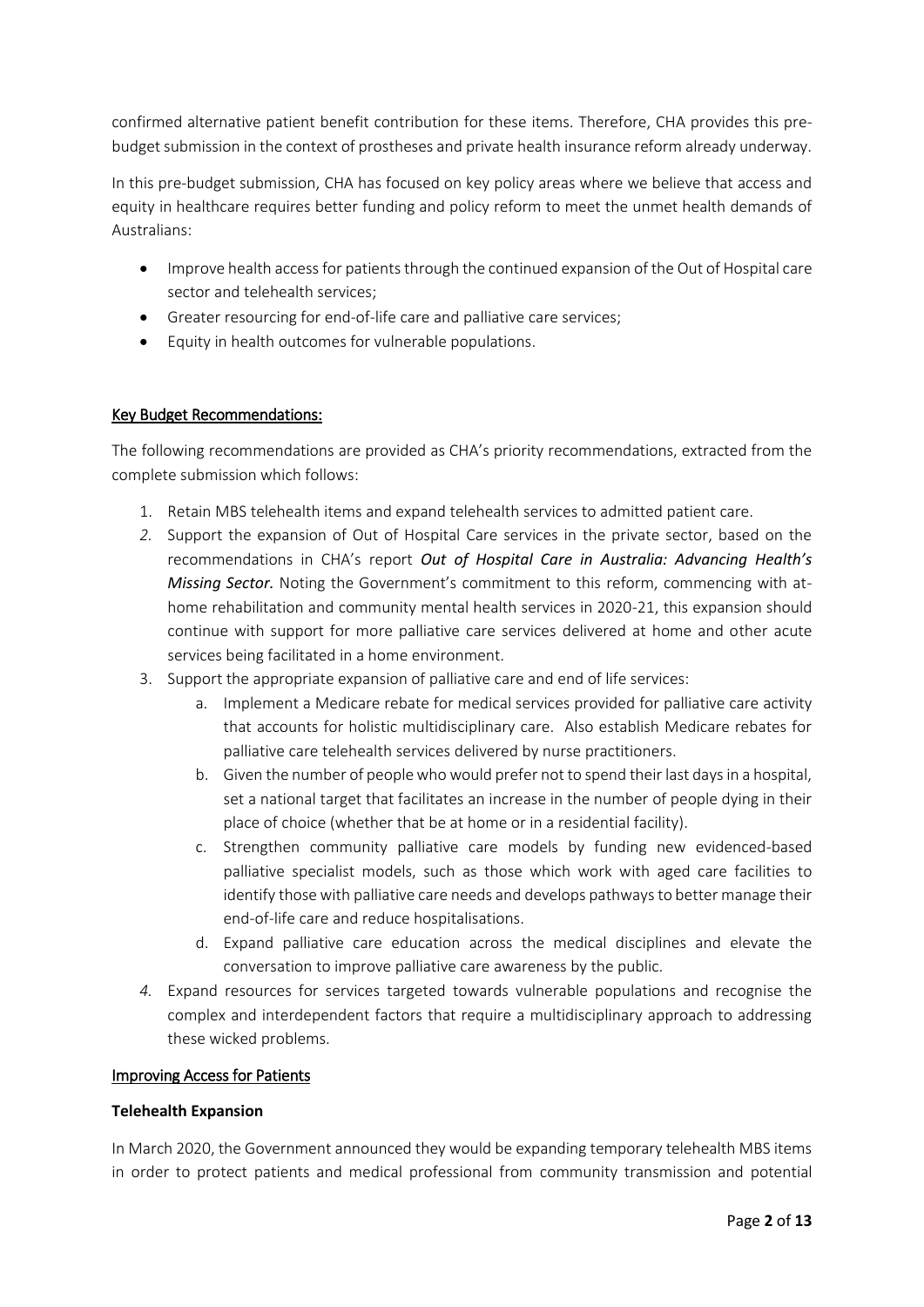confirmed alternative patient benefit contribution for these items. Therefore, CHA provides this pre-budget submission in the context of prostheses and private health insurance reform already underway.

In this pre-budget submission, CHA has focused on key policy areas where we believe that access and equity in healthcare requires better funding and policy reform to meet the unmet health demands of Australians:

- Improve health access for patients through the continued expansion of the Out of Hospital care sector and telehealth services;
- Greater resourcing for end-of-life care and palliative care services;
- Equity in health outcomes for vulnerable populations.

## Key Budget Recommendations:

The following recommendations are provided as CHA's priority recommendations, extracted from the complete submission which follows:

1. Retain MBS telehealth items and expand telehealth services to admitted patient care.
2. Support the expansion of Out of Hospital Care services in the private sector, based on the recommendations in CHA's report ***Out of Hospital Care in Australia: Advancing Health's Missing Sector.*** Noting the Government's commitment to this reform, commencing with at-home rehabilitation and community mental health services in 2020-21, this expansion should continue with support for more palliative care services delivered at home and other acute services being facilitated in a home environment.
3. Support the appropriate expansion of palliative care and end of life services:
   a. Implement a Medicare rebate for medical services provided for palliative care activity that accounts for holistic multidisciplinary care. Also establish Medicare rebates for palliative care telehealth services delivered by nurse practitioners.
   b. Given the number of people who would prefer not to spend their last days in a hospital, set a national target that facilitates an increase in the number of people dying in their place of choice (whether that be at home or in a residential facility).
   c. Strengthen community palliative care models by funding new evidenced-based palliative specialist models, such as those which work with aged care facilities to identify those with palliative care needs and develops pathways to better manage their end-of-life care and reduce hospitalisations.
   d. Expand palliative care education across the medical disciplines and elevate the conversation to improve palliative care awareness by the public.
4. Expand resources for services targeted towards vulnerable populations and recognise the complex and interdependent factors that require a multidisciplinary approach to addressing these wicked problems.

## Improving Access for Patients

### Telehealth Expansion

In March 2020, the Government announced they would be expanding temporary telehealth MBS items in order to protect patients and medical professional from community transmission and potential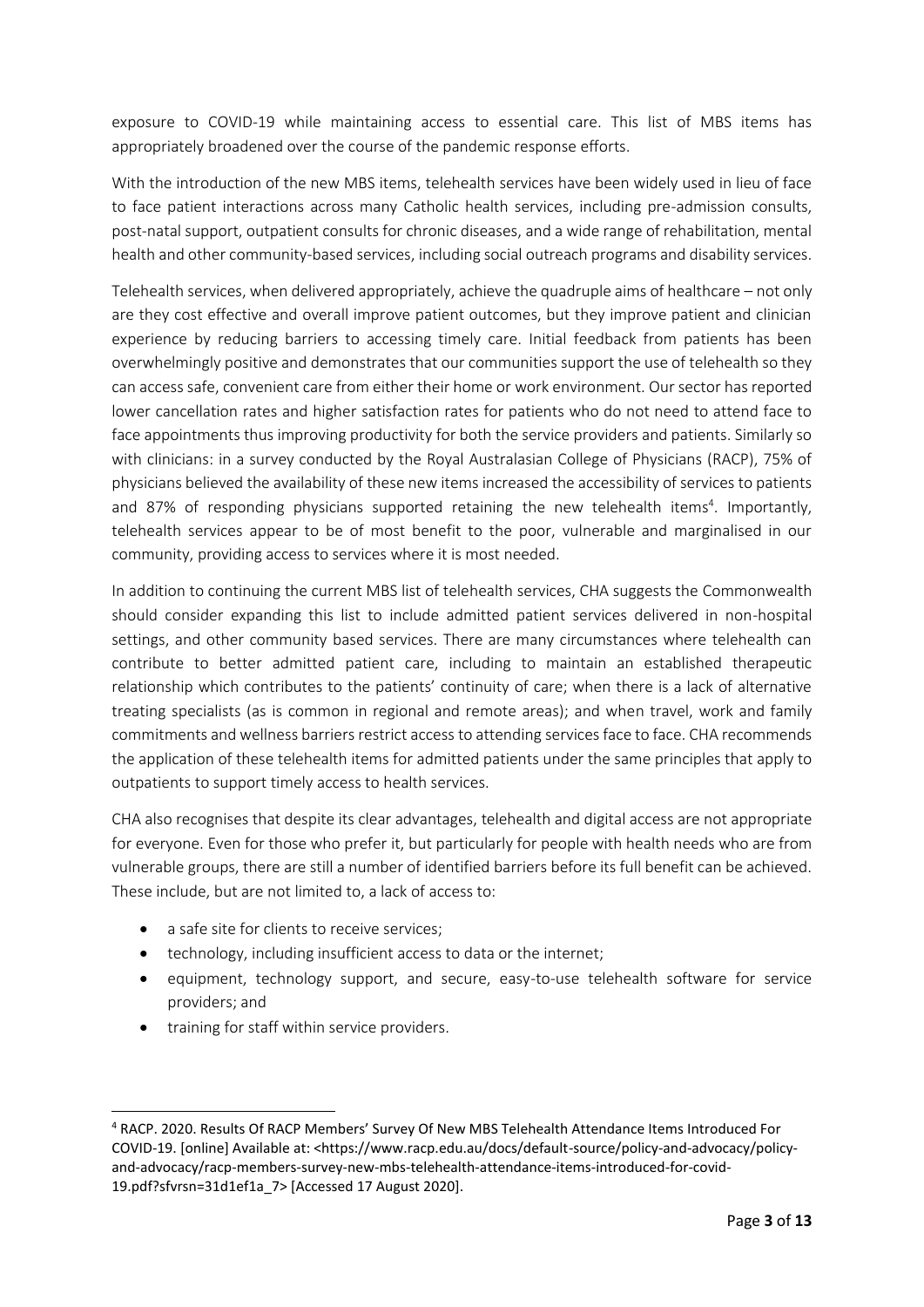exposure to COVID-19 while maintaining access to essential care. This list of MBS items has appropriately broadened over the course of the pandemic response efforts.

With the introduction of the new MBS items, telehealth services have been widely used in lieu of face to face patient interactions across many Catholic health services, including pre-admission consults, post-natal support, outpatient consults for chronic diseases, and a wide range of rehabilitation, mental health and other community-based services, including social outreach programs and disability services.

Telehealth services, when delivered appropriately, achieve the quadruple aims of healthcare – not only are they cost effective and overall improve patient outcomes, but they improve patient and clinician experience by reducing barriers to accessing timely care. Initial feedback from patients has been overwhelmingly positive and demonstrates that our communities support the use of telehealth so they can access safe, convenient care from either their home or work environment. Our sector has reported lower cancellation rates and higher satisfaction rates for patients who do not need to attend face to face appointments thus improving productivity for both the service providers and patients. Similarly so with clinicians: in a survey conducted by the Royal Australasian College of Physicians (RACP), 75% of physicians believed the availability of these new items increased the accessibility of services to patients and 87% of responding physicians supported retaining the new telehealth items[4]. Importantly, telehealth services appear to be of most benefit to the poor, vulnerable and marginalised in our community, providing access to services where it is most needed.

In addition to continuing the current MBS list of telehealth services, CHA suggests the Commonwealth should consider expanding this list to include admitted patient services delivered in non-hospital settings, and other community based services. There are many circumstances where telehealth can contribute to better admitted patient care, including to maintain an established therapeutic relationship which contributes to the patients' continuity of care; when there is a lack of alternative treating specialists (as is common in regional and remote areas); and when travel, work and family commitments and wellness barriers restrict access to attending services face to face. CHA recommends the application of these telehealth items for admitted patients under the same principles that apply to outpatients to support timely access to health services.

CHA also recognises that despite its clear advantages, telehealth and digital access are not appropriate for everyone. Even for those who prefer it, but particularly for people with health needs who are from vulnerable groups, there are still a number of identified barriers before its full benefit can be achieved. These include, but are not limited to, a lack of access to:

- a safe site for clients to receive services;
- technology, including insufficient access to data or the internet;
- equipment, technology support, and secure, easy-to-use telehealth software for service providers; and
- training for staff within service providers.

---

[4] RACP. 2020. Results Of RACP Members' Survey Of New MBS Telehealth Attendance Items Introduced For COVID-19. [online] Available at: <https://www.racp.edu.au/docs/default-source/policy-and-advocacy/policy-and-advocacy/racp-members-survey-new-mbs-telehealth-attendance-items-introduced-for-covid-19.pdf?sfvrsn=31d1ef1a_7> [Accessed 17 August 2020].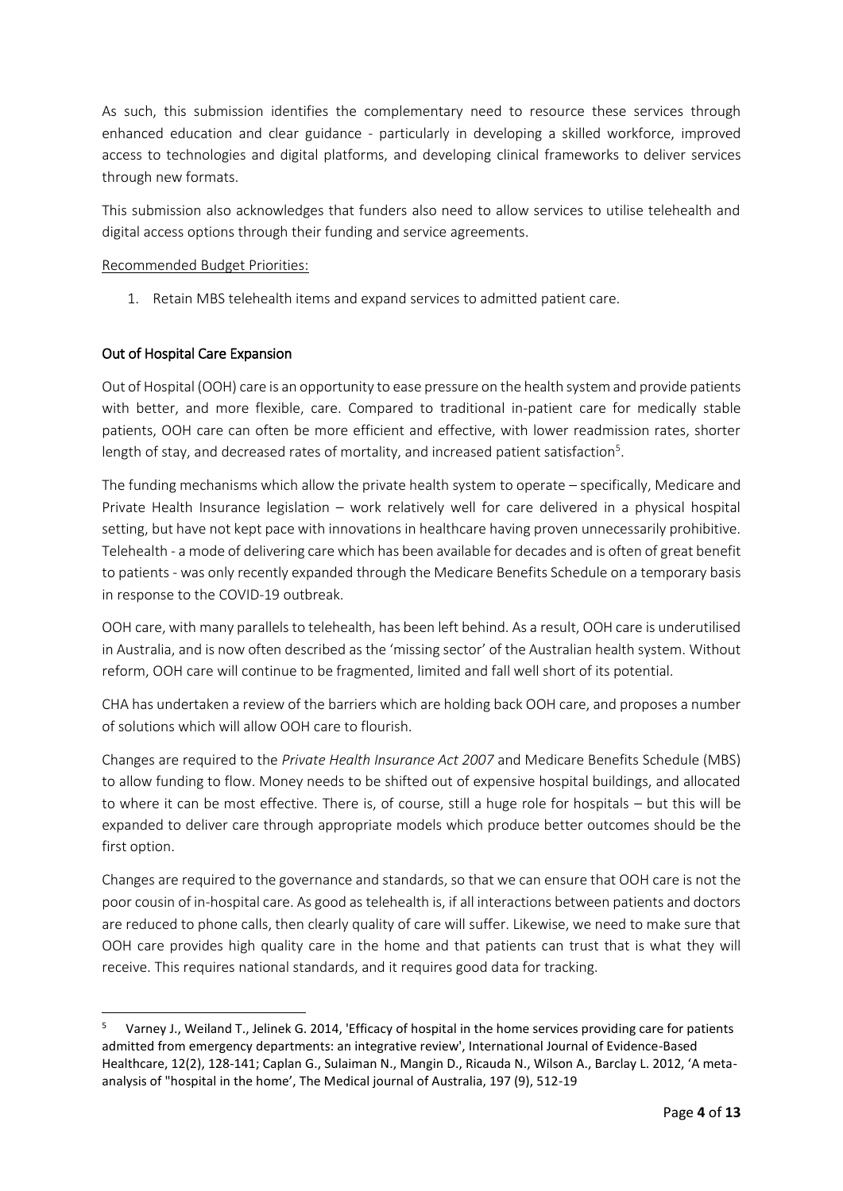As such, this submission identifies the complementary need to resource these services through enhanced education and clear guidance - particularly in developing a skilled workforce, improved access to technologies and digital platforms, and developing clinical frameworks to deliver services through new formats.

This submission also acknowledges that funders also need to allow services to utilise telehealth and digital access options through their funding and service agreements.

Recommended Budget Priorities:

1. Retain MBS telehealth items and expand services to admitted patient care.

## Out of Hospital Care Expansion

Out of Hospital (OOH) care is an opportunity to ease pressure on the health system and provide patients with better, and more flexible, care. Compared to traditional in-patient care for medically stable patients, OOH care can often be more efficient and effective, with lower readmission rates, shorter length of stay, and decreased rates of mortality, and increased patient satisfaction[5].

The funding mechanisms which allow the private health system to operate – specifically, Medicare and Private Health Insurance legislation – work relatively well for care delivered in a physical hospital setting, but have not kept pace with innovations in healthcare having proven unnecessarily prohibitive. Telehealth - a mode of delivering care which has been available for decades and is often of great benefit to patients - was only recently expanded through the Medicare Benefits Schedule on a temporary basis in response to the COVID-19 outbreak.

OOH care, with many parallels to telehealth, has been left behind. As a result, OOH care is underutilised in Australia, and is now often described as the 'missing sector' of the Australian health system. Without reform, OOH care will continue to be fragmented, limited and fall well short of its potential.

CHA has undertaken a review of the barriers which are holding back OOH care, and proposes a number of solutions which will allow OOH care to flourish.

Changes are required to the *Private Health Insurance Act 2007* and Medicare Benefits Schedule (MBS) to allow funding to flow. Money needs to be shifted out of expensive hospital buildings, and allocated to where it can be most effective. There is, of course, still a huge role for hospitals – but this will be expanded to deliver care through appropriate models which produce better outcomes should be the first option.

Changes are required to the governance and standards, so that we can ensure that OOH care is not the poor cousin of in-hospital care. As good as telehealth is, if all interactions between patients and doctors are reduced to phone calls, then clearly quality of care will suffer. Likewise, we need to make sure that OOH care provides high quality care in the home and that patients can trust that is what they will receive. This requires national standards, and it requires good data for tracking.

[5] Varney J., Weiland T., Jelinek G. 2014, 'Efficacy of hospital in the home services providing care for patients admitted from emergency departments: an integrative review', International Journal of Evidence-Based Healthcare, 12(2), 128-141; Caplan G., Sulaiman N., Mangin D., Ricauda N., Wilson A., Barclay L. 2012, 'A meta-analysis of "hospital in the home', The Medical journal of Australia, 197 (9), 512-19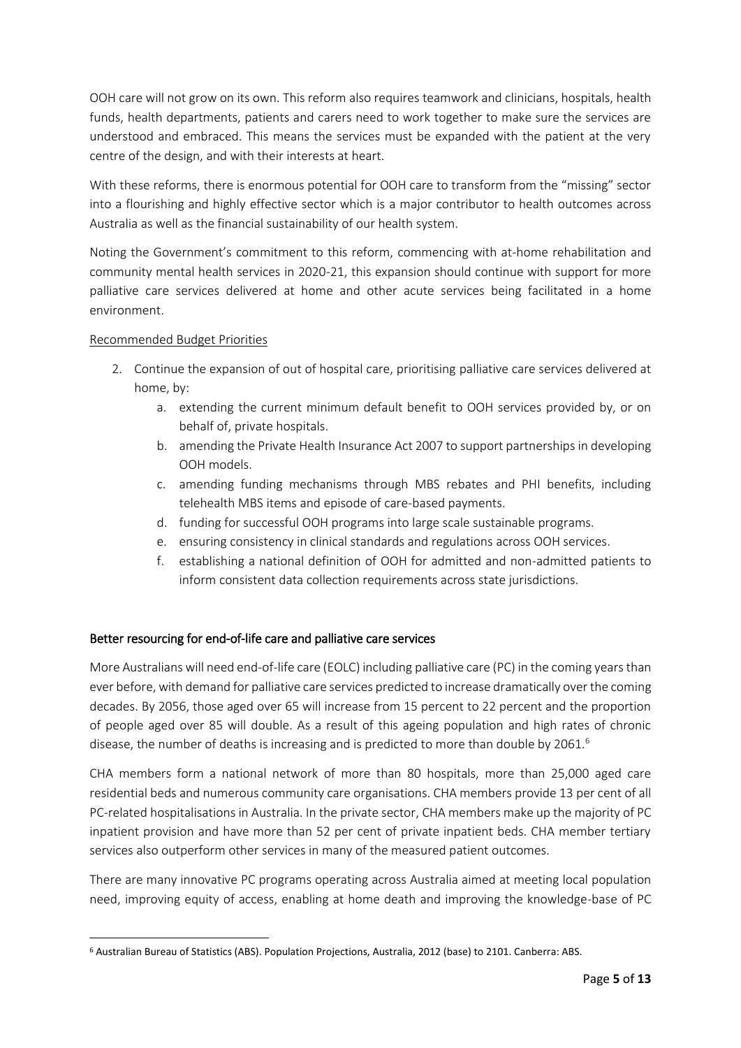OOH care will not grow on its own. This reform also requires teamwork and clinicians, hospitals, health funds, health departments, patients and carers need to work together to make sure the services are understood and embraced. This means the services must be expanded with the patient at the very centre of the design, and with their interests at heart.

With these reforms, there is enormous potential for OOH care to transform from the "missing" sector into a flourishing and highly effective sector which is a major contributor to health outcomes across Australia as well as the financial sustainability of our health system.

Noting the Government's commitment to this reform, commencing with at-home rehabilitation and community mental health services in 2020-21, this expansion should continue with support for more palliative care services delivered at home and other acute services being facilitated in a home environment.

Recommended Budget Priorities

2. Continue the expansion of out of hospital care, prioritising palliative care services delivered at home, by:
    a. extending the current minimum default benefit to OOH services provided by, or on behalf of, private hospitals.
    b. amending the Private Health Insurance Act 2007 to support partnerships in developing OOH models.
    c. amending funding mechanisms through MBS rebates and PHI benefits, including telehealth MBS items and episode of care-based payments.
    d. funding for successful OOH programs into large scale sustainable programs.
    e. ensuring consistency in clinical standards and regulations across OOH services.
    f. establishing a national definition of OOH for admitted and non-admitted patients to inform consistent data collection requirements across state jurisdictions.

## Better resourcing for end-of-life care and palliative care services

More Australians will need end-of-life care (EOLC) including palliative care (PC) in the coming years than ever before, with demand for palliative care services predicted to increase dramatically over the coming decades. By 2056, those aged over 65 will increase from 15 percent to 22 percent and the proportion of people aged over 85 will double. As a result of this ageing population and high rates of chronic disease, the number of deaths is increasing and is predicted to more than double by 2061.[6]

CHA members form a national network of more than 80 hospitals, more than 25,000 aged care residential beds and numerous community care organisations. CHA members provide 13 per cent of all PC-related hospitalisations in Australia. In the private sector, CHA members make up the majority of PC inpatient provision and have more than 52 per cent of private inpatient beds. CHA member tertiary services also outperform other services in many of the measured patient outcomes.

There are many innovative PC programs operating across Australia aimed at meeting local population need, improving equity of access, enabling at home death and improving the knowledge-base of PC

[6] Australian Bureau of Statistics (ABS). Population Projections, Australia, 2012 (base) to 2101. Canberra: ABS.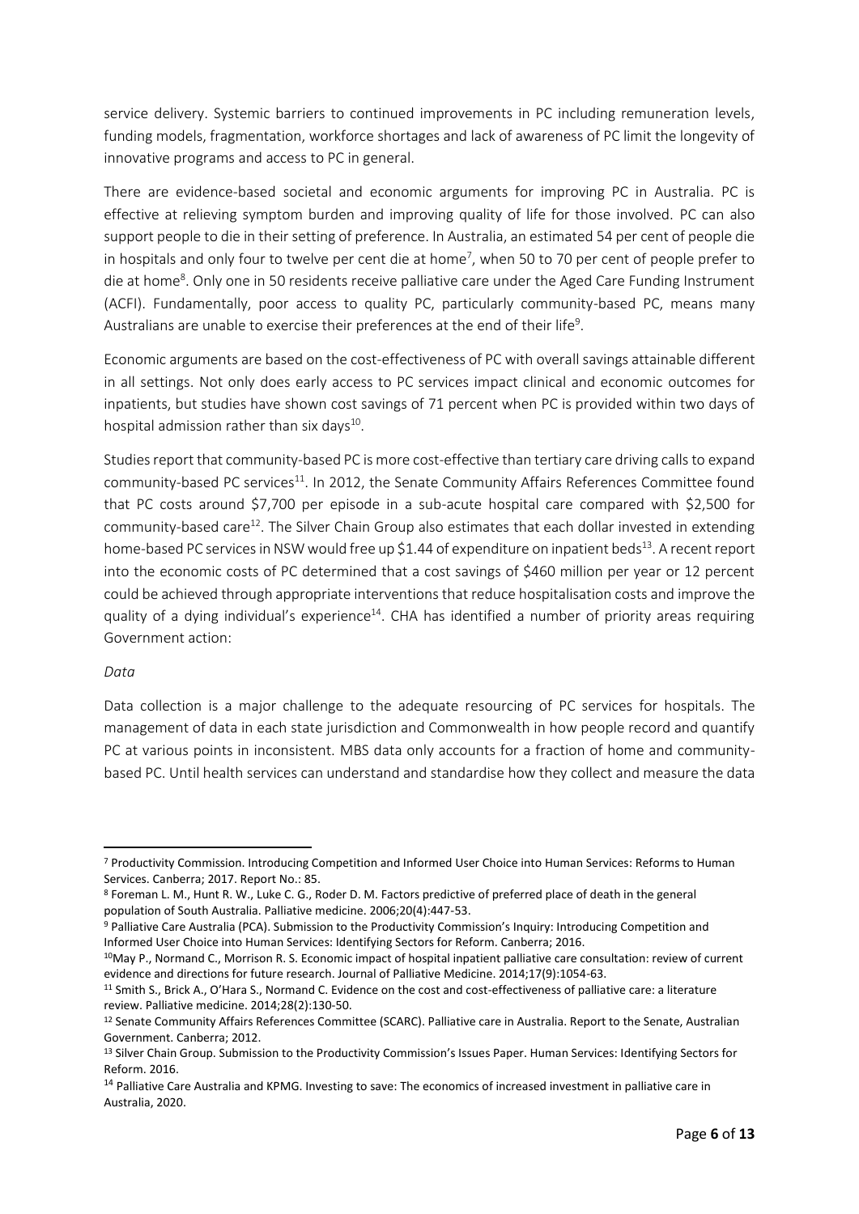service delivery. Systemic barriers to continued improvements in PC including remuneration levels, funding models, fragmentation, workforce shortages and lack of awareness of PC limit the longevity of innovative programs and access to PC in general.

There are evidence-based societal and economic arguments for improving PC in Australia. PC is effective at relieving symptom burden and improving quality of life for those involved. PC can also support people to die in their setting of preference. In Australia, an estimated 54 per cent of people die in hospitals and only four to twelve per cent die at home[7], when 50 to 70 per cent of people prefer to die at home[8]. Only one in 50 residents receive palliative care under the Aged Care Funding Instrument (ACFI). Fundamentally, poor access to quality PC, particularly community-based PC, means many Australians are unable to exercise their preferences at the end of their life[9].

Economic arguments are based on the cost-effectiveness of PC with overall savings attainable different in all settings. Not only does early access to PC services impact clinical and economic outcomes for inpatients, but studies have shown cost savings of 71 percent when PC is provided within two days of hospital admission rather than six days[10].

Studies report that community-based PC is more cost-effective than tertiary care driving calls to expand community-based PC services[11]. In 2012, the Senate Community Affairs References Committee found that PC costs around $7,700 per episode in a sub-acute hospital care compared with $2,500 for community-based care[12]. The Silver Chain Group also estimates that each dollar invested in extending home-based PC services in NSW would free up $1.44 of expenditure on inpatient beds[13]. A recent report into the economic costs of PC determined that a cost savings of $460 million per year or 12 percent could be achieved through appropriate interventions that reduce hospitalisation costs and improve the quality of a dying individual's experience[14]. CHA has identified a number of priority areas requiring Government action:

*Data*

Data collection is a major challenge to the adequate resourcing of PC services for hospitals. The management of data in each state jurisdiction and Commonwealth in how people record and quantify PC at various points in inconsistent. MBS data only accounts for a fraction of home and community-based PC. Until health services can understand and standardise how they collect and measure the data

---

[7] Productivity Commission. Introducing Competition and Informed User Choice into Human Services: Reforms to Human Services. Canberra; 2017. Report No.: 85.

[8] Foreman L. M., Hunt R. W., Luke C. G., Roder D. M. Factors predictive of preferred place of death in the general population of South Australia. Palliative medicine. 2006;20(4):447-53.

[9] Palliative Care Australia (PCA). Submission to the Productivity Commission's Inquiry: Introducing Competition and Informed User Choice into Human Services: Identifying Sectors for Reform. Canberra; 2016.

[10] May P., Normand C., Morrison R. S. Economic impact of hospital inpatient palliative care consultation: review of current evidence and directions for future research. Journal of Palliative Medicine. 2014;17(9):1054-63.

[11] Smith S., Brick A., O'Hara S., Normand C. Evidence on the cost and cost-effectiveness of palliative care: a literature review. Palliative medicine. 2014;28(2):130-50.

[12] Senate Community Affairs References Committee (SCARC). Palliative care in Australia. Report to the Senate, Australian Government. Canberra; 2012.

[13] Silver Chain Group. Submission to the Productivity Commission's Issues Paper. Human Services: Identifying Sectors for Reform. 2016.

[14] Palliative Care Australia and KPMG. Investing to save: The economics of increased investment in palliative care in Australia, 2020.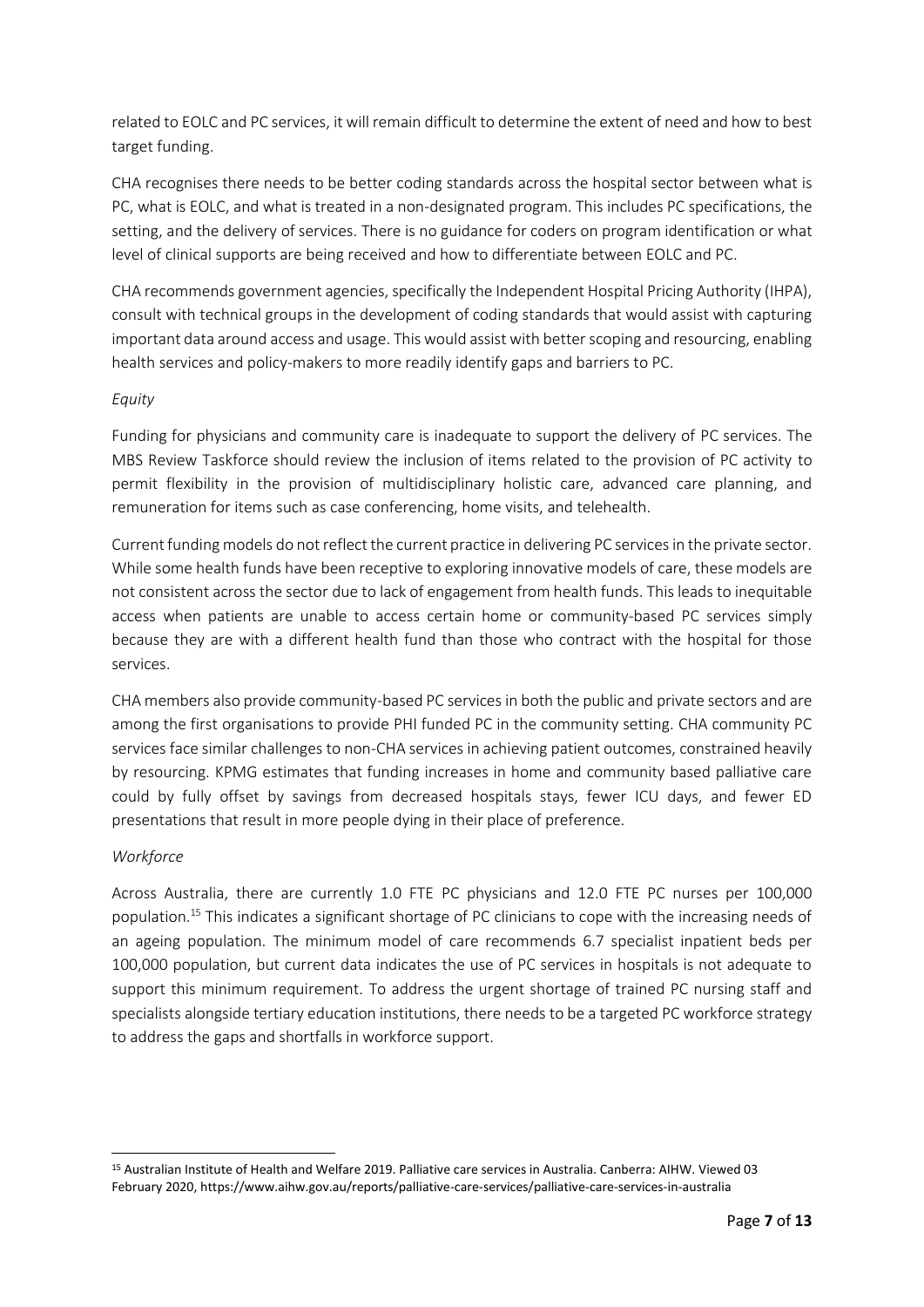related to EOLC and PC services, it will remain difficult to determine the extent of need and how to best target funding.

CHA recognises there needs to be better coding standards across the hospital sector between what is PC, what is EOLC, and what is treated in a non-designated program. This includes PC specifications, the setting, and the delivery of services. There is no guidance for coders on program identification or what level of clinical supports are being received and how to differentiate between EOLC and PC.

CHA recommends government agencies, specifically the Independent Hospital Pricing Authority (IHPA), consult with technical groups in the development of coding standards that would assist with capturing important data around access and usage. This would assist with better scoping and resourcing, enabling health services and policy-makers to more readily identify gaps and barriers to PC.

*Equity*

Funding for physicians and community care is inadequate to support the delivery of PC services. The MBS Review Taskforce should review the inclusion of items related to the provision of PC activity to permit flexibility in the provision of multidisciplinary holistic care, advanced care planning, and remuneration for items such as case conferencing, home visits, and telehealth.

Current funding models do not reflect the current practice in delivering PC services in the private sector. While some health funds have been receptive to exploring innovative models of care, these models are not consistent across the sector due to lack of engagement from health funds. This leads to inequitable access when patients are unable to access certain home or community-based PC services simply because they are with a different health fund than those who contract with the hospital for those services.

CHA members also provide community-based PC services in both the public and private sectors and are among the first organisations to provide PHI funded PC in the community setting. CHA community PC services face similar challenges to non-CHA services in achieving patient outcomes, constrained heavily by resourcing. KPMG estimates that funding increases in home and community based palliative care could by fully offset by savings from decreased hospitals stays, fewer ICU days, and fewer ED presentations that result in more people dying in their place of preference.

*Workforce*

Across Australia, there are currently 1.0 FTE PC physicians and 12.0 FTE PC nurses per 100,000 population.[15] This indicates a significant shortage of PC clinicians to cope with the increasing needs of an ageing population. The minimum model of care recommends 6.7 specialist inpatient beds per 100,000 population, but current data indicates the use of PC services in hospitals is not adequate to support this minimum requirement. To address the urgent shortage of trained PC nursing staff and specialists alongside tertiary education institutions, there needs to be a targeted PC workforce strategy to address the gaps and shortfalls in workforce support.

---

[15] Australian Institute of Health and Welfare 2019. Palliative care services in Australia. Canberra: AIHW. Viewed 03 February 2020, https://www.aihw.gov.au/reports/palliative-care-services/palliative-care-services-in-australia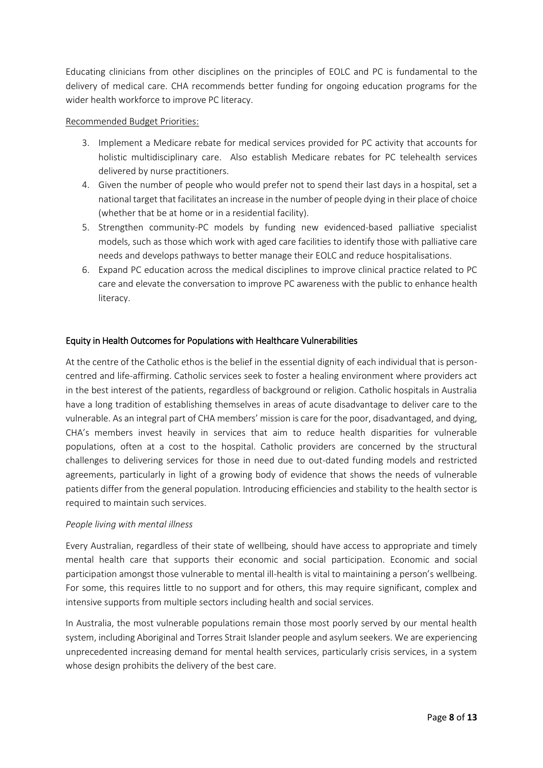Educating clinicians from other disciplines on the principles of EOLC and PC is fundamental to the delivery of medical care. CHA recommends better funding for ongoing education programs for the wider health workforce to improve PC literacy.

Recommended Budget Priorities:

3. Implement a Medicare rebate for medical services provided for PC activity that accounts for holistic multidisciplinary care. Also establish Medicare rebates for PC telehealth services delivered by nurse practitioners.
4. Given the number of people who would prefer not to spend their last days in a hospital, set a national target that facilitates an increase in the number of people dying in their place of choice (whether that be at home or in a residential facility).
5. Strengthen community-PC models by funding new evidenced-based palliative specialist models, such as those which work with aged care facilities to identify those with palliative care needs and develops pathways to better manage their EOLC and reduce hospitalisations.
6. Expand PC education across the medical disciplines to improve clinical practice related to PC care and elevate the conversation to improve PC awareness with the public to enhance health literacy.

## Equity in Health Outcomes for Populations with Healthcare Vulnerabilities

At the centre of the Catholic ethos is the belief in the essential dignity of each individual that is person-centred and life-affirming. Catholic services seek to foster a healing environment where providers act in the best interest of the patients, regardless of background or religion. Catholic hospitals in Australia have a long tradition of establishing themselves in areas of acute disadvantage to deliver care to the vulnerable. As an integral part of CHA members' mission is care for the poor, disadvantaged, and dying, CHA's members invest heavily in services that aim to reduce health disparities for vulnerable populations, often at a cost to the hospital. Catholic providers are concerned by the structural challenges to delivering services for those in need due to out-dated funding models and restricted agreements, particularly in light of a growing body of evidence that shows the needs of vulnerable patients differ from the general population. Introducing efficiencies and stability to the health sector is required to maintain such services.

*People living with mental illness*

Every Australian, regardless of their state of wellbeing, should have access to appropriate and timely mental health care that supports their economic and social participation. Economic and social participation amongst those vulnerable to mental ill-health is vital to maintaining a person's wellbeing. For some, this requires little to no support and for others, this may require significant, complex and intensive supports from multiple sectors including health and social services.

In Australia, the most vulnerable populations remain those most poorly served by our mental health system, including Aboriginal and Torres Strait Islander people and asylum seekers. We are experiencing unprecedented increasing demand for mental health services, particularly crisis services, in a system whose design prohibits the delivery of the best care.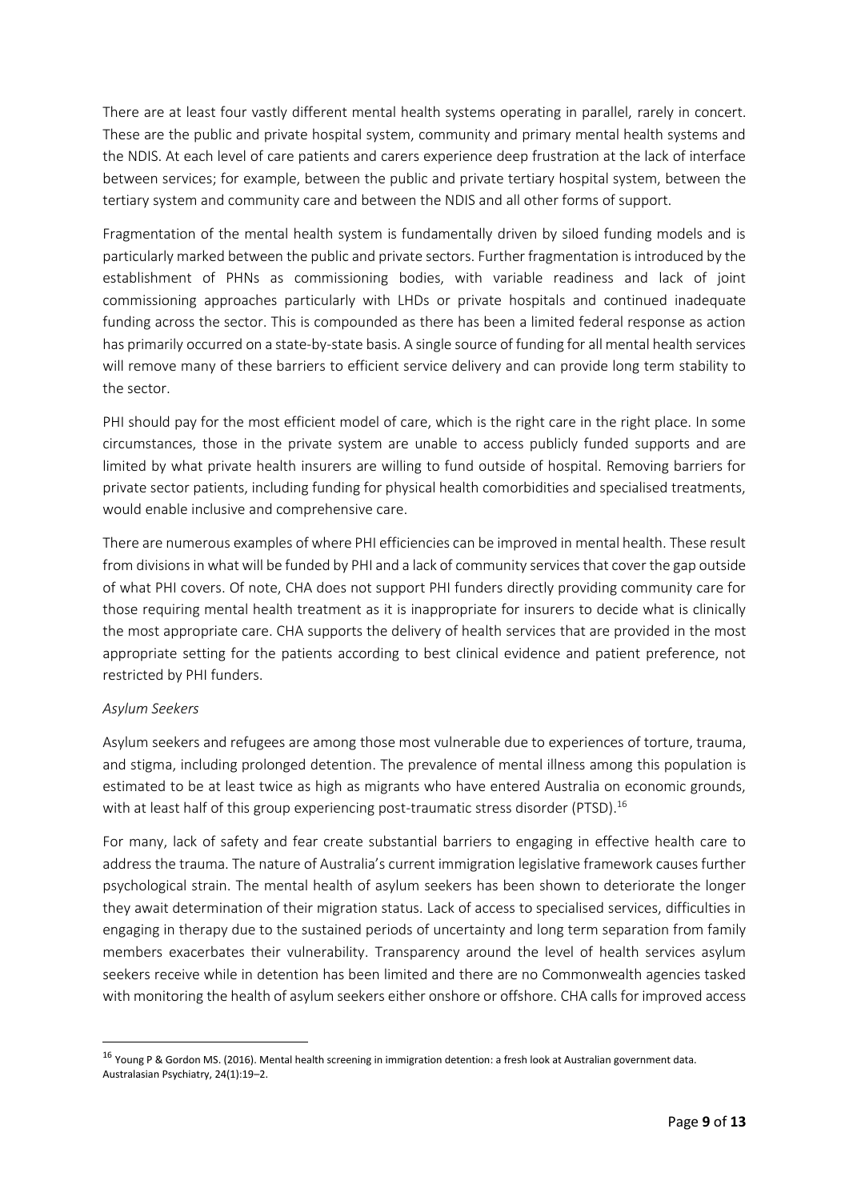There are at least four vastly different mental health systems operating in parallel, rarely in concert. These are the public and private hospital system, community and primary mental health systems and the NDIS. At each level of care patients and carers experience deep frustration at the lack of interface between services; for example, between the public and private tertiary hospital system, between the tertiary system and community care and between the NDIS and all other forms of support.

Fragmentation of the mental health system is fundamentally driven by siloed funding models and is particularly marked between the public and private sectors. Further fragmentation is introduced by the establishment of PHNs as commissioning bodies, with variable readiness and lack of joint commissioning approaches particularly with LHDs or private hospitals and continued inadequate funding across the sector. This is compounded as there has been a limited federal response as action has primarily occurred on a state-by-state basis. A single source of funding for all mental health services will remove many of these barriers to efficient service delivery and can provide long term stability to the sector.

PHI should pay for the most efficient model of care, which is the right care in the right place. In some circumstances, those in the private system are unable to access publicly funded supports and are limited by what private health insurers are willing to fund outside of hospital. Removing barriers for private sector patients, including funding for physical health comorbidities and specialised treatments, would enable inclusive and comprehensive care.

There are numerous examples of where PHI efficiencies can be improved in mental health. These result from divisions in what will be funded by PHI and a lack of community services that cover the gap outside of what PHI covers. Of note, CHA does not support PHI funders directly providing community care for those requiring mental health treatment as it is inappropriate for insurers to decide what is clinically the most appropriate care. CHA supports the delivery of health services that are provided in the most appropriate setting for the patients according to best clinical evidence and patient preference, not restricted by PHI funders.

*Asylum Seekers*

Asylum seekers and refugees are among those most vulnerable due to experiences of torture, trauma, and stigma, including prolonged detention. The prevalence of mental illness among this population is estimated to be at least twice as high as migrants who have entered Australia on economic grounds, with at least half of this group experiencing post-traumatic stress disorder (PTSD).[16]

For many, lack of safety and fear create substantial barriers to engaging in effective health care to address the trauma. The nature of Australia's current immigration legislative framework causes further psychological strain. The mental health of asylum seekers has been shown to deteriorate the longer they await determination of their migration status. Lack of access to specialised services, difficulties in engaging in therapy due to the sustained periods of uncertainty and long term separation from family members exacerbates their vulnerability. Transparency around the level of health services asylum seekers receive while in detention has been limited and there are no Commonwealth agencies tasked with monitoring the health of asylum seekers either onshore or offshore. CHA calls for improved access

[16] Young P & Gordon MS. (2016). Mental health screening in immigration detention: a fresh look at Australian government data. Australasian Psychiatry, 24(1):19–2.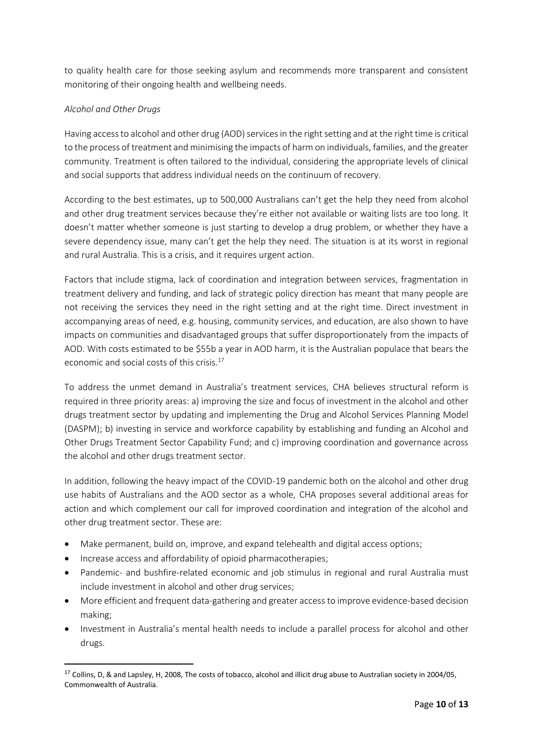to quality health care for those seeking asylum and recommends more transparent and consistent monitoring of their ongoing health and wellbeing needs.

*Alcohol and Other Drugs*

Having access to alcohol and other drug (AOD) services in the right setting and at the right time is critical to the process of treatment and minimising the impacts of harm on individuals, families, and the greater community. Treatment is often tailored to the individual, considering the appropriate levels of clinical and social supports that address individual needs on the continuum of recovery.

According to the best estimates, up to 500,000 Australians can't get the help they need from alcohol and other drug treatment services because they're either not available or waiting lists are too long. It doesn't matter whether someone is just starting to develop a drug problem, or whether they have a severe dependency issue, many can't get the help they need. The situation is at its worst in regional and rural Australia. This is a crisis, and it requires urgent action.

Factors that include stigma, lack of coordination and integration between services, fragmentation in treatment delivery and funding, and lack of strategic policy direction has meant that many people are not receiving the services they need in the right setting and at the right time. Direct investment in accompanying areas of need, e.g. housing, community services, and education, are also shown to have impacts on communities and disadvantaged groups that suffer disproportionately from the impacts of AOD. With costs estimated to be $55b a year in AOD harm, it is the Australian populace that bears the economic and social costs of this crisis.[17]

To address the unmet demand in Australia's treatment services, CHA believes structural reform is required in three priority areas: a) improving the size and focus of investment in the alcohol and other drugs treatment sector by updating and implementing the Drug and Alcohol Services Planning Model (DASPM); b) investing in service and workforce capability by establishing and funding an Alcohol and Other Drugs Treatment Sector Capability Fund; and c) improving coordination and governance across the alcohol and other drugs treatment sector.

In addition, following the heavy impact of the COVID-19 pandemic both on the alcohol and other drug use habits of Australians and the AOD sector as a whole, CHA proposes several additional areas for action and which complement our call for improved coordination and integration of the alcohol and other drug treatment sector. These are:

- Make permanent, build on, improve, and expand telehealth and digital access options;
- Increase access and affordability of opioid pharmacotherapies;
- Pandemic- and bushfire-related economic and job stimulus in regional and rural Australia must include investment in alcohol and other drug services;
- More efficient and frequent data-gathering and greater access to improve evidence-based decision making;
- Investment in Australia's mental health needs to include a parallel process for alcohol and other drugs.

---

[17] Collins, D, & and Lapsley, H, 2008, The costs of tobacco, alcohol and illicit drug abuse to Australian society in 2004/05, Commonwealth of Australia.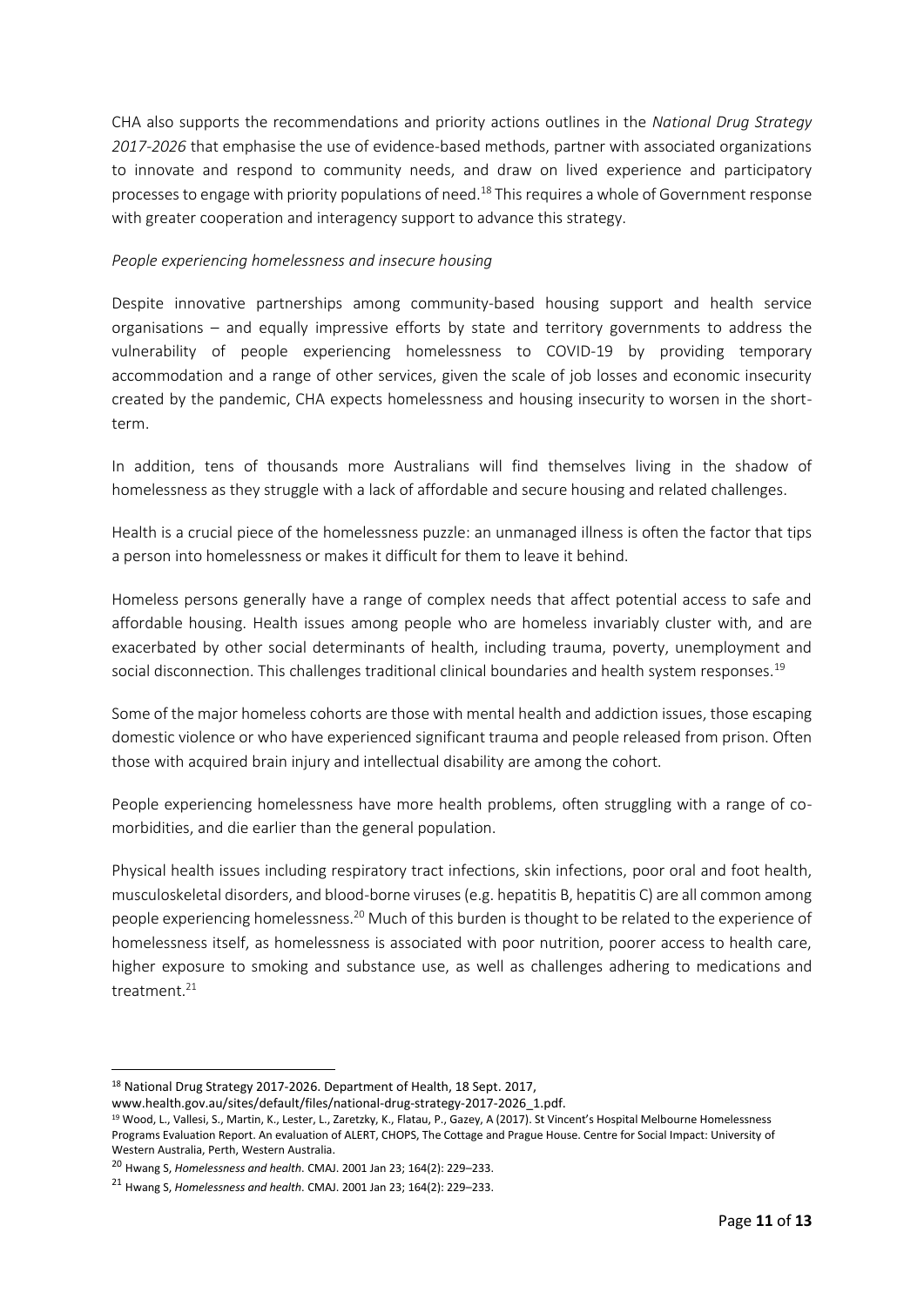CHA also supports the recommendations and priority actions outlines in the *National Drug Strategy 2017-2026* that emphasise the use of evidence-based methods, partner with associated organizations to innovate and respond to community needs, and draw on lived experience and participatory processes to engage with priority populations of need.[18] This requires a whole of Government response with greater cooperation and interagency support to advance this strategy.

*People experiencing homelessness and insecure housing*

Despite innovative partnerships among community-based housing support and health service organisations – and equally impressive efforts by state and territory governments to address the vulnerability of people experiencing homelessness to COVID-19 by providing temporary accommodation and a range of other services, given the scale of job losses and economic insecurity created by the pandemic, CHA expects homelessness and housing insecurity to worsen in the short-term.

In addition, tens of thousands more Australians will find themselves living in the shadow of homelessness as they struggle with a lack of affordable and secure housing and related challenges.

Health is a crucial piece of the homelessness puzzle: an unmanaged illness is often the factor that tips a person into homelessness or makes it difficult for them to leave it behind.

Homeless persons generally have a range of complex needs that affect potential access to safe and affordable housing. Health issues among people who are homeless invariably cluster with, and are exacerbated by other social determinants of health, including trauma, poverty, unemployment and social disconnection. This challenges traditional clinical boundaries and health system responses.[19]

Some of the major homeless cohorts are those with mental health and addiction issues, those escaping domestic violence or who have experienced significant trauma and people released from prison. Often those with acquired brain injury and intellectual disability are among the cohort.

People experiencing homelessness have more health problems, often struggling with a range of co-morbidities, and die earlier than the general population.

Physical health issues including respiratory tract infections, skin infections, poor oral and foot health, musculoskeletal disorders, and blood-borne viruses (e.g. hepatitis B, hepatitis C) are all common among people experiencing homelessness.[20] Much of this burden is thought to be related to the experience of homelessness itself, as homelessness is associated with poor nutrition, poorer access to health care, higher exposure to smoking and substance use, as well as challenges adhering to medications and treatment.[21]

---

[18] National Drug Strategy 2017-2026. Department of Health, 18 Sept. 2017, www.health.gov.au/sites/default/files/national-drug-strategy-2017-2026_1.pdf.

[19] Wood, L., Vallesi, S., Martin, K., Lester, L., Zaretzky, K., Flatau, P., Gazey, A (2017). St Vincent's Hospital Melbourne Homelessness Programs Evaluation Report. An evaluation of ALERT, CHOPS, The Cottage and Prague House. Centre for Social Impact: University of Western Australia, Perth, Western Australia.

[20] Hwang S, *Homelessness and health*. CMAJ. 2001 Jan 23; 164(2): 229–233.

[21] Hwang S, *Homelessness and health*. CMAJ. 2001 Jan 23; 164(2): 229–233.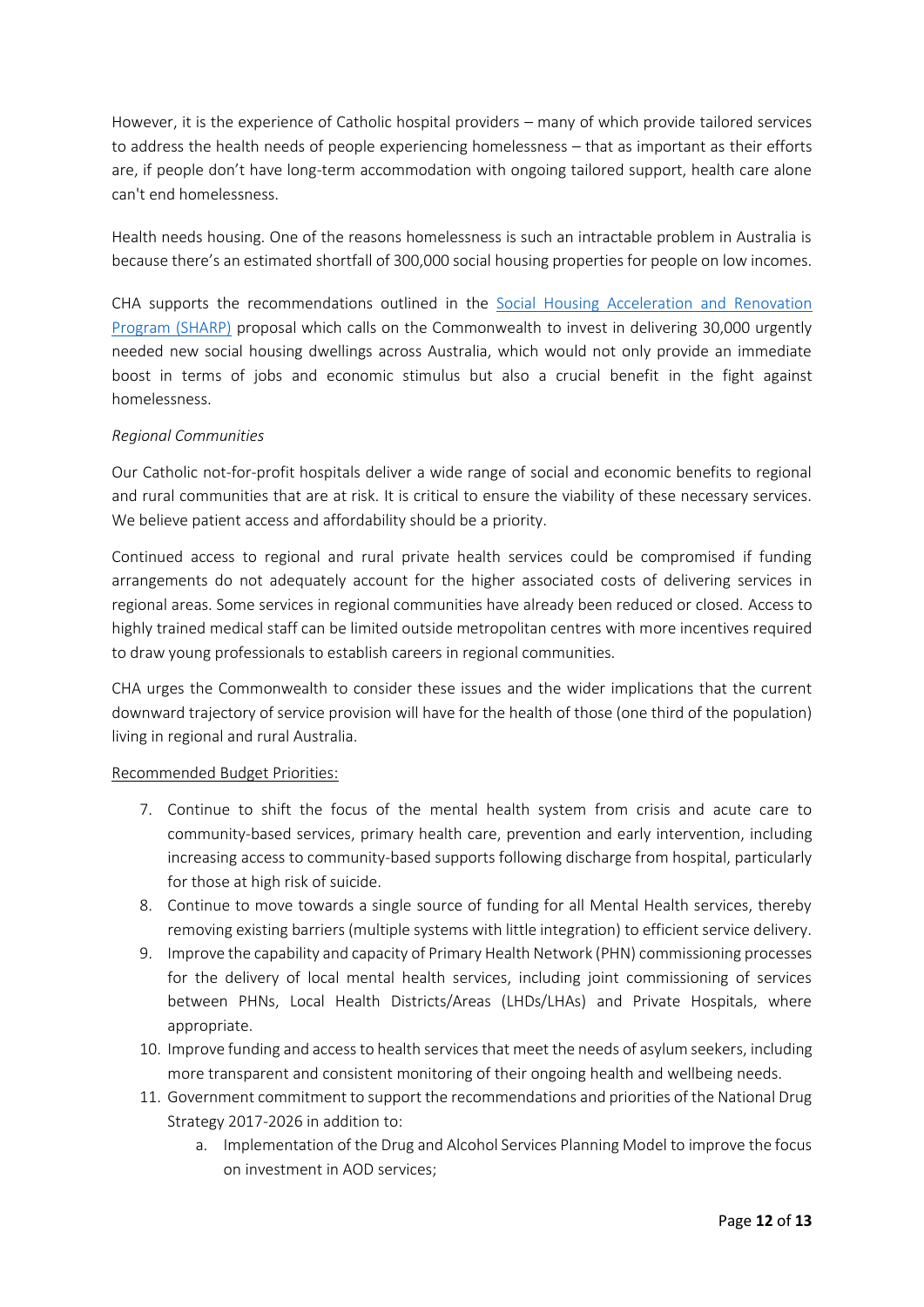However, it is the experience of Catholic hospital providers – many of which provide tailored services to address the health needs of people experiencing homelessness – that as important as their efforts are, if people don't have long-term accommodation with ongoing tailored support, health care alone can't end homelessness.

Health needs housing. One of the reasons homelessness is such an intractable problem in Australia is because there's an estimated shortfall of 300,000 social housing properties for people on low incomes.

CHA supports the recommendations outlined in the Social Housing Acceleration and Renovation Program (SHARP) proposal which calls on the Commonwealth to invest in delivering 30,000 urgently needed new social housing dwellings across Australia, which would not only provide an immediate boost in terms of jobs and economic stimulus but also a crucial benefit in the fight against homelessness.

*Regional Communities*

Our Catholic not-for-profit hospitals deliver a wide range of social and economic benefits to regional and rural communities that are at risk. It is critical to ensure the viability of these necessary services. We believe patient access and affordability should be a priority.

Continued access to regional and rural private health services could be compromised if funding arrangements do not adequately account for the higher associated costs of delivering services in regional areas. Some services in regional communities have already been reduced or closed. Access to highly trained medical staff can be limited outside metropolitan centres with more incentives required to draw young professionals to establish careers in regional communities.

CHA urges the Commonwealth to consider these issues and the wider implications that the current downward trajectory of service provision will have for the health of those (one third of the population) living in regional and rural Australia.

<u>Recommended Budget Priorities:</u>

7. Continue to shift the focus of the mental health system from crisis and acute care to community-based services, primary health care, prevention and early intervention, including increasing access to community-based supports following discharge from hospital, particularly for those at high risk of suicide.
8. Continue to move towards a single source of funding for all Mental Health services, thereby removing existing barriers (multiple systems with little integration) to efficient service delivery.
9. Improve the capability and capacity of Primary Health Network (PHN) commissioning processes for the delivery of local mental health services, including joint commissioning of services between PHNs, Local Health Districts/Areas (LHDs/LHAs) and Private Hospitals, where appropriate.
10. Improve funding and access to health services that meet the needs of asylum seekers, including more transparent and consistent monitoring of their ongoing health and wellbeing needs.
11. Government commitment to support the recommendations and priorities of the National Drug Strategy 2017-2026 in addition to:
    a. Implementation of the Drug and Alcohol Services Planning Model to improve the focus on investment in AOD services;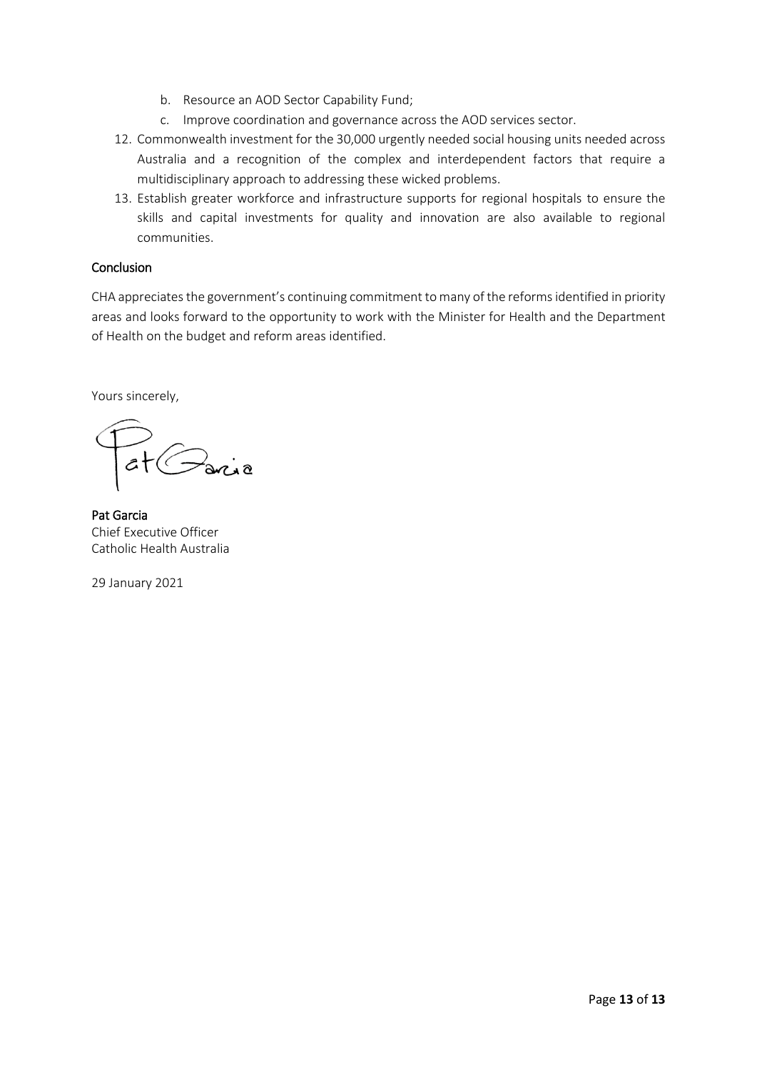b. Resource an AOD Sector Capability Fund;
   c. Improve coordination and governance across the AOD services sector.

12. Commonwealth investment for the 30,000 urgently needed social housing units needed across Australia and a recognition of the complex and interdependent factors that require a multidisciplinary approach to addressing these wicked problems.
13. Establish greater workforce and infrastructure supports for regional hospitals to ensure the skills and capital investments for quality and innovation are also available to regional communities.

## Conclusion

CHA appreciates the government's continuing commitment to many of the reforms identified in priority areas and looks forward to the opportunity to work with the Minister for Health and the Department of Health on the budget and reform areas identified.

Yours sincerely,

**Pat Garcia**
Chief Executive Officer
Catholic Health Australia

29 January 2021